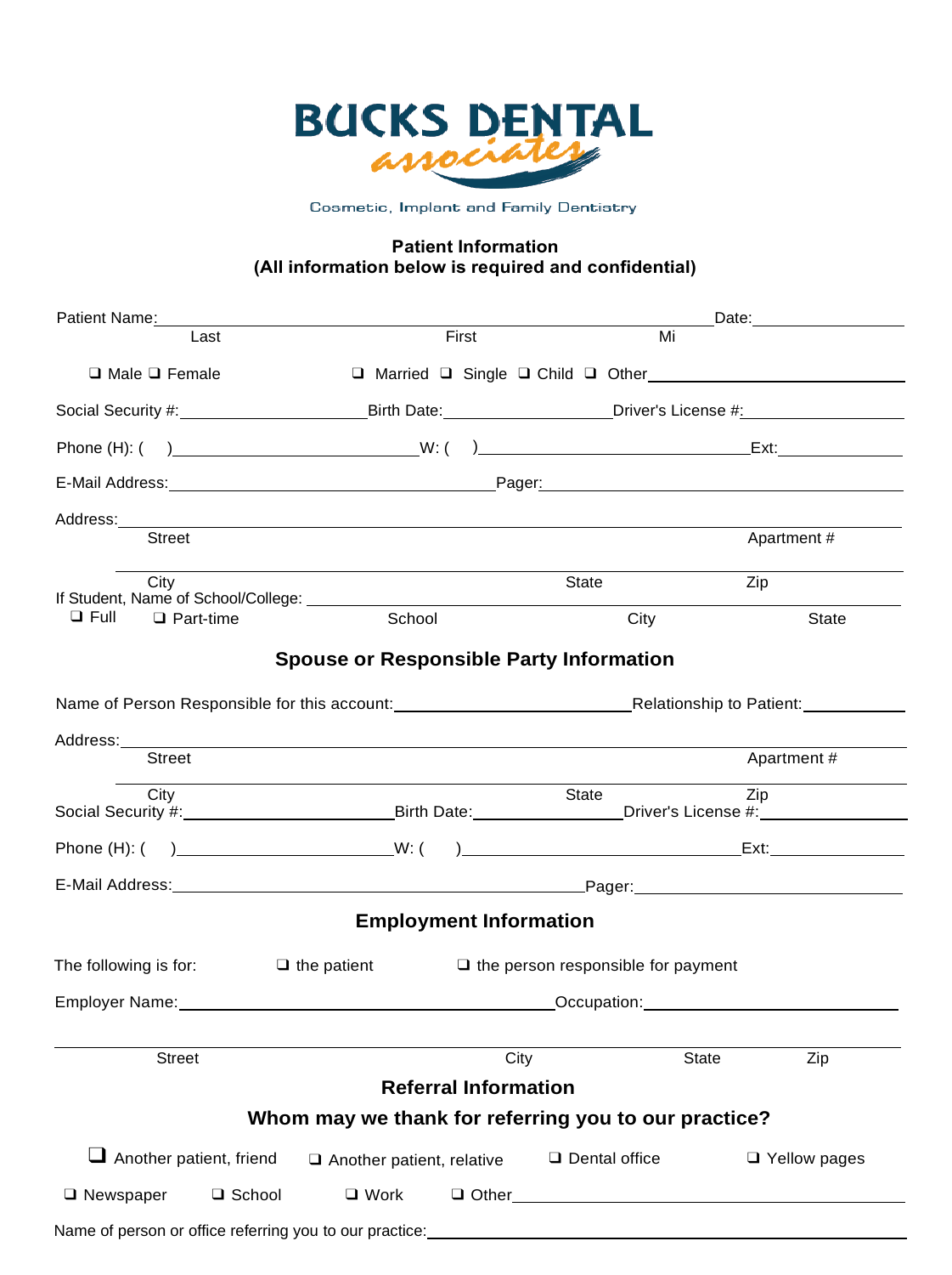# BUCKS DENTAL associates

Cosmetic, Implant and Family Dentistry

**Patient Information**
**(All information below is required and confidential)**

Patient Name:\_\_\_\_\_\_\_\_\_\_\_\_\_\_\_\_\_\_\_\_\_\_\_\_\_\_\_\_\_\_\_\_\_\_\_\_\_\_\_\_ Date:\_\_\_\_\_\_\_\_\_\_\_\_\_\_
Last First Mi

❑ Male ❑ Female ❑ Married ❑ Single ❑ Child ❑ Other\_\_\_\_\_\_\_\_\_\_\_\_\_\_\_\_\_\_\_\_

Social Security #:\_\_\_\_\_\_\_\_\_\_\_\_\_\_\_\_ Birth Date:\_\_\_\_\_\_\_\_\_\_\_\_\_\_ Driver's License #:\_\_\_\_\_\_\_\_\_\_\_\_\_\_

Phone (H): (   )\_\_\_\_\_\_\_\_\_\_\_\_\_\_\_\_\_\_\_\_ W: (   )\_\_\_\_\_\_\_\_\_\_\_\_\_\_\_\_\_\_\_\_\_\_\_\_ Ext:\_\_\_\_\_\_\_\_\_\_

E-Mail Address:\_\_\_\_\_\_\_\_\_\_\_\_\_\_\_\_\_\_\_\_\_\_\_\_\_\_\_\_ Pager:\_\_\_\_\_\_\_\_\_\_\_\_\_\_\_\_\_\_\_\_\_\_\_\_\_\_\_\_\_\_

Address:\_\_\_\_\_\_\_\_\_\_\_\_\_\_\_\_\_\_\_\_\_\_\_\_\_\_\_\_\_\_\_\_\_\_\_\_\_\_\_\_\_\_\_\_\_\_\_\_\_\_\_\_\_\_\_\_\_\_\_\_\_\_\_\_\_\_\_\_
Street Apartment #

\_\_\_\_\_\_\_\_\_\_\_\_\_\_\_\_\_\_\_\_\_\_\_\_\_\_\_\_\_\_\_\_\_\_\_\_\_\_\_\_\_\_\_\_\_\_\_\_\_\_\_\_\_\_\_\_\_\_\_\_\_\_\_\_\_\_\_\_\_\_\_\_\_\_\_
City State Zip

If Student, Name of School/College: \_\_\_\_\_\_\_\_\_\_\_\_\_\_\_\_\_\_\_\_\_\_\_\_\_\_\_\_\_\_\_\_\_\_\_\_\_\_\_\_\_\_\_\_\_\_\_\_\_\_
❑ Full ❑ Part-time School City State

## Spouse or Responsible Party Information

Name of Person Responsible for this account:\_\_\_\_\_\_\_\_\_\_\_\_\_\_\_\_\_\_\_\_ Relationship to Patient:\_\_\_\_\_\_\_\_\_\_

Address:\_\_\_\_\_\_\_\_\_\_\_\_\_\_\_\_\_\_\_\_\_\_\_\_\_\_\_\_\_\_\_\_\_\_\_\_\_\_\_\_\_\_\_\_\_\_\_\_\_\_\_\_\_\_\_\_\_\_\_\_\_\_\_\_\_\_\_\_
Street Apartment #

\_\_\_\_\_\_\_\_\_\_\_\_\_\_\_\_\_\_\_\_\_\_\_\_\_\_\_\_\_\_\_\_\_\_\_\_\_\_\_\_\_\_\_\_\_\_\_\_\_\_\_\_\_\_\_\_\_\_\_\_\_\_\_\_\_\_\_\_\_\_\_\_\_\_\_
City State Zip

Social Security #:\_\_\_\_\_\_\_\_\_\_\_\_\_\_\_\_\_\_ Birth Date:\_\_\_\_\_\_\_\_\_\_\_\_\_\_ Driver's License #:\_\_\_\_\_\_\_\_\_\_\_\_\_\_

Phone (H): (   )\_\_\_\_\_\_\_\_\_\_\_\_\_\_\_\_\_\_ W: (   )\_\_\_\_\_\_\_\_\_\_\_\_\_\_\_\_\_\_\_\_\_\_\_\_\_\_ Ext:\_\_\_\_\_\_\_\_\_\_\_\_

E-Mail Address:\_\_\_\_\_\_\_\_\_\_\_\_\_\_\_\_\_\_\_\_\_\_\_\_\_\_\_\_\_\_\_\_\_\_\_\_ Pager:\_\_\_\_\_\_\_\_\_\_\_\_\_\_\_\_\_\_\_\_\_\_\_\_

## Employment Information

The following is for: ❑ the patient ❑ the person responsible for payment

Employer Name:\_\_\_\_\_\_\_\_\_\_\_\_\_\_\_\_\_\_\_\_\_\_\_\_\_\_\_\_\_\_\_\_\_\_ Occupation:\_\_\_\_\_\_\_\_\_\_\_\_\_\_\_\_\_\_\_\_\_\_\_\_

\_\_\_\_\_\_\_\_\_\_\_\_\_\_\_\_\_\_\_\_\_\_\_\_\_\_\_\_\_\_\_\_\_\_\_\_\_\_\_\_\_\_\_\_\_\_\_\_\_\_\_\_\_\_\_\_\_\_\_\_\_\_\_\_\_\_\_\_\_\_\_\_\_\_\_\_\_\_\_
Street City State Zip

## Referral Information

### Whom may we thank for referring you to our practice?

❑ Another patient, friend ❑ Another patient, relative ❑ Dental office ❑ Yellow pages

❑ Newspaper ❑ School ❑ Work ❑ Other\_\_\_\_\_\_\_\_\_\_\_\_\_\_\_\_\_\_\_\_\_\_\_\_\_\_\_\_\_\_\_\_\_\_\_\_\_\_\_\_

Name of person or office referring you to our practice:\_\_\_\_\_\_\_\_\_\_\_\_\_\_\_\_\_\_\_\_\_\_\_\_\_\_\_\_\_\_\_\_\_\_\_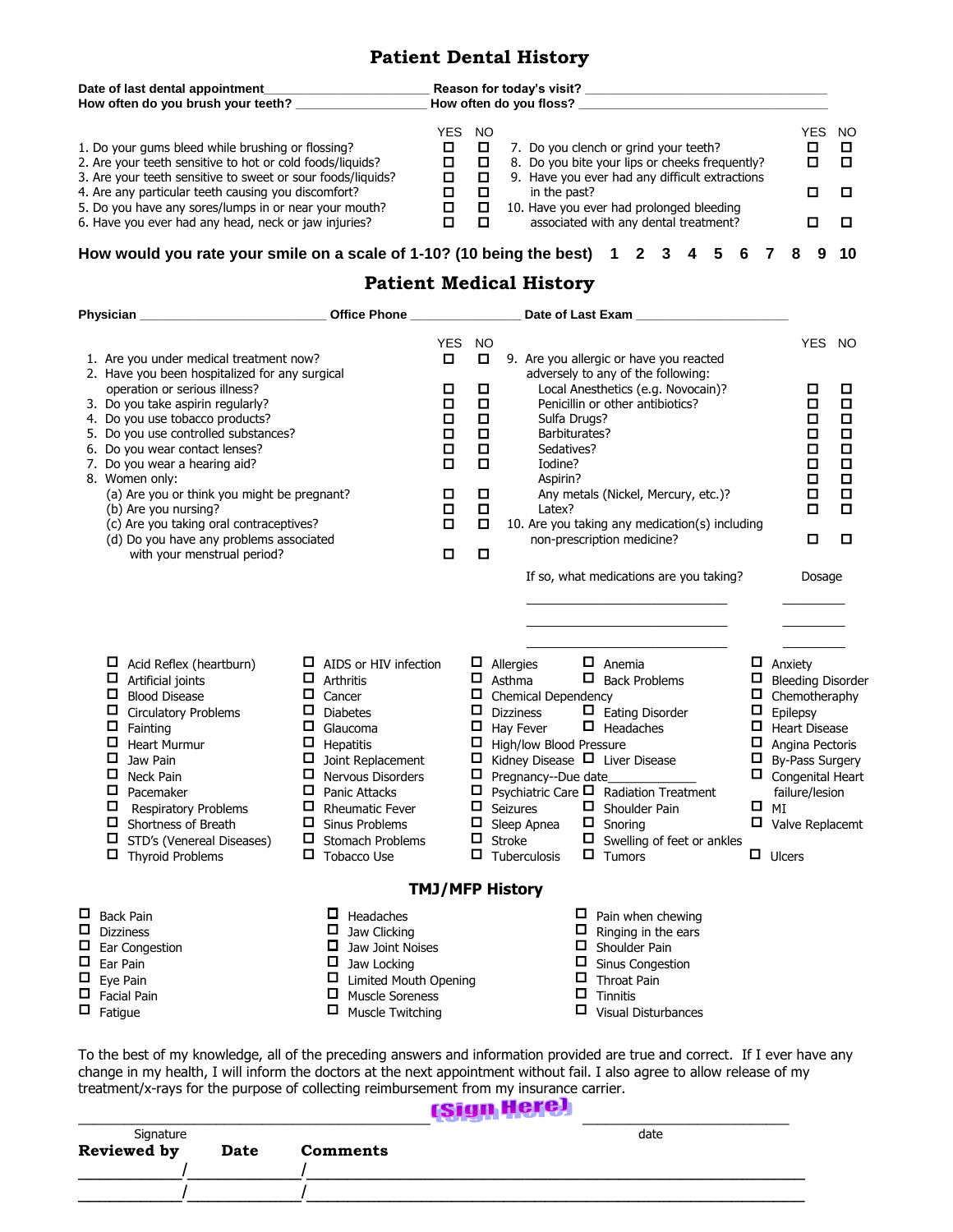# Patient Dental History

**Date of last dental appointment**________________________ **Reason for today's visit?** ________________________________
**How often do you brush your teeth?** __________________ **How often do you floss?** ________________________________

| | YES | NO |
|---|---|---|
| 1. Do your gums bleed while brushing or flossing? | ☐ | ☐ |
| 2. Are your teeth sensitive to hot or cold foods/liquids? | ☐ | ☐ |
| 3. Are your teeth sensitive to sweet or sour foods/liquids? | ☐ | ☐ |
| 4. Are any particular teeth causing you discomfort? | ☐ | ☐ |
| 5. Do you have any sores/lumps in or near your mouth? | ☐ | ☐ |
| 6. Have you ever had any head, neck or jaw injuries? | ☐ | ☐ |
| 7. Do you clench or grind your teeth? | ☐ | ☐ |
| 8. Do you bite your lips or cheeks frequently? | ☐ | ☐ |
| 9. Have you ever had any difficult extractions in the past? | ☐ | ☐ |
| 10. Have you ever had prolonged bleeding associated with any dental treatment? | ☐ | ☐ |

**How would you rate your smile on a scale of 1-10? (10 being the best) 1 2 3 4 5 6 7 8 9 10**

# Patient Medical History

**Physician** __________________________ **Office Phone** ________________ **Date of Last Exam** ______________________

| | YES | NO |
|---|---|---|
| 1. Are you under medical treatment now? | ☐ | ☐ |
| 2. Have you been hospitalized for any surgical operation or serious illness? | ☐ | ☐ |
| 3. Do you take aspirin regularly? | ☐ | ☐ |
| 4. Do you use tobacco products? | ☐ | ☐ |
| 5. Do you use controlled substances? | ☐ | ☐ |
| 6. Do you wear contact lenses? | ☐ | ☐ |
| 7. Do you wear a hearing aid? | ☐ | ☐ |
| 8. Women only: | | |
| (a) Are you or think you might be pregnant? | ☐ | ☐ |
| (b) Are you nursing? | ☐ | ☐ |
| (c) Are you taking oral contraceptives? | ☐ | ☐ |
| (d) Do you have any problems associated with your menstrual period? | ☐ | ☐ |
| 9. Are you allergic or have you reacted adversely to any of the following: | | |
| Local Anesthetics (e.g. Novocain)? | ☐ | ☐ |
| Penicillin or other antibiotics? | ☐ | ☐ |
| Sulfa Drugs? | ☐ | ☐ |
| Barbiturates? | ☐ | ☐ |
| Sedatives? | ☐ | ☐ |
| Iodine? | ☐ | ☐ |
| Aspirin? | ☐ | ☐ |
| Any metals (Nickel, Mercury, etc.)? | ☐ | ☐ |
| Latex? | ☐ | ☐ |
| 10. Are you taking any medication(s) including non-prescription medicine? | ☐ | ☐ |

| If so, what medications are you taking? | Dosage |
|---|---|
| ______________________________ | _________ |
| ______________________________ | _________ |
| ______________________________ | _________ |

- ☐ Acid Reflex (heartburn)
- ☐ Artificial joints
- ☐ Blood Disease
- ☐ Circulatory Problems
- ☐ Fainting
- ☐ Heart Murmur
- ☐ Jaw Pain
- ☐ Neck Pain
- ☐ Pacemaker
- ☐ Respiratory Problems
- ☐ Shortness of Breath
- ☐ STD's (Venereal Diseases)
- ☐ Thyroid Problems
- ☐ AIDS or HIV infection
- ☐ Arthritis
- ☐ Cancer
- ☐ Diabetes
- ☐ Glaucoma
- ☐ Hepatitis
- ☐ Joint Replacement
- ☐ Nervous Disorders
- ☐ Panic Attacks
- ☐ Rheumatic Fever
- ☐ Sinus Problems
- ☐ Stomach Problems
- ☐ Tobacco Use
- ☐ Allergies
- ☐ Asthma
- ☐ Chemical Dependency
- ☐ Dizziness
- ☐ Hay Fever
- ☐ High/low Blood Pressure
- ☐ Kidney Disease
- ☐ Pregnancy--Due date_____________
- ☐ Psychiatric Care
- ☐ Seizures
- ☐ Sleep Apnea
- ☐ Stroke
- ☐ Tuberculosis
- ☐ Anemia
- ☐ Back Problems
- ☐ Eating Disorder
- ☐ Headaches
- ☐ Liver Disease
- ☐ Radiation Treatment
- ☐ Shoulder Pain
- ☐ Snoring
- ☐ Swelling of feet or ankles
- ☐ Tumors
- ☐ Anxiety
- ☐ Bleeding Disorder
- ☐ Chemotheraphy
- ☐ Epilepsy
- ☐ Heart Disease
- ☐ Angina Pectoris
- ☐ By-Pass Surgery
- ☐ Congenital Heart failure/lesion
- ☐ MI
- ☐ Valve Replacemt
- ☐ Ulcers

## TMJ/MFP History

- ☐ Back Pain
- ☐ Dizziness
- ☐ Ear Congestion
- ☐ Ear Pain
- ☐ Eye Pain
- ☐ Facial Pain
- ☐ Fatigue
- ☐ Headaches
- ☐ Jaw Clicking
- ☐ Jaw Joint Noises
- ☐ Jaw Locking
- ☐ Limited Mouth Opening
- ☐ Muscle Soreness
- ☐ Muscle Twitching
- ☐ Pain when chewing
- ☐ Ringing in the ears
- ☐ Shoulder Pain
- ☐ Sinus Congestion
- ☐ Throat Pain
- ☐ Tinnitis
- ☐ Visual Disturbances

To the best of my knowledge, all of the preceding answers and information provided are true and correct. If I ever have any change in my health, I will inform the doctors at the next appointment without fail. I also agree to allow release of my treatment/x-rays for the purpose of collecting reimbursement from my insurance carrier.

[Sign Here]

_____________________________________________ ___________________________
Signature date

| Reviewed by | Date | Comments |
|---|---|---|
| ____________ | ____________ | ________________________________________ |
| ____________ | ____________ | ________________________________________ |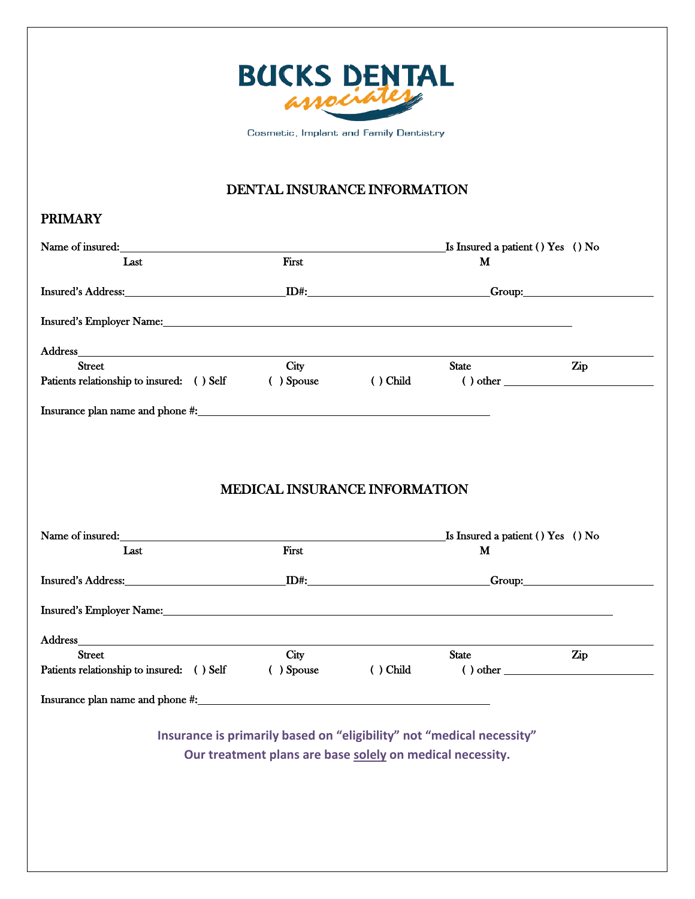BUCKS DENTAL associates

Cosmetic, Implant and Family Dentistry

## DENTAL INSURANCE INFORMATION

### PRIMARY

Name of insured:\_\_\_\_\_\_\_\_\_\_\_\_\_\_\_\_\_\_\_\_\_\_\_\_\_\_\_\_\_\_\_\_\_\_\_\_\_\_\_\_ Is Insured a patient ( ) Yes ( ) No
Last First M

Insured's Address:\_\_\_\_\_\_\_\_\_\_\_\_\_\_\_\_\_\_\_\_\_\_ ID#:\_\_\_\_\_\_\_\_\_\_\_\_\_\_\_\_\_\_\_\_\_\_\_\_ Group:\_\_\_\_\_\_\_\_\_\_\_\_\_\_\_\_\_\_\_\_

Insured's Employer Name:\_\_\_\_\_\_\_\_\_\_\_\_\_\_\_\_\_\_\_\_\_\_\_\_\_\_\_\_\_\_\_\_\_\_\_\_\_\_\_\_\_\_\_\_\_\_\_\_\_\_\_\_

Address\_\_\_\_\_\_\_\_\_\_\_\_\_\_\_\_\_\_\_\_\_\_\_\_\_\_\_\_\_\_\_\_\_\_\_\_\_\_\_\_\_\_\_\_\_\_\_\_\_\_\_\_\_\_\_\_\_\_\_\_\_\_\_\_
Street City State Zip

Patients relationship to insured: ( ) Self ( ) Spouse ( ) Child ( ) other \_\_\_\_\_\_\_\_\_\_\_\_\_\_\_\_\_\_\_\_

Insurance plan name and phone #:\_\_\_\_\_\_\_\_\_\_\_\_\_\_\_\_\_\_\_\_\_\_\_\_\_\_\_\_\_\_\_\_\_\_\_\_\_\_\_\_

## MEDICAL INSURANCE INFORMATION

Name of insured:\_\_\_\_\_\_\_\_\_\_\_\_\_\_\_\_\_\_\_\_\_\_\_\_\_\_\_\_\_\_\_\_\_\_\_\_\_\_\_\_ Is Insured a patient ( ) Yes ( ) No
Last First M

Insured's Address:\_\_\_\_\_\_\_\_\_\_\_\_\_\_\_\_\_\_\_\_\_\_ ID#:\_\_\_\_\_\_\_\_\_\_\_\_\_\_\_\_\_\_\_\_\_\_\_\_ Group:\_\_\_\_\_\_\_\_\_\_\_\_\_\_\_\_\_\_\_\_

Insured's Employer Name:\_\_\_\_\_\_\_\_\_\_\_\_\_\_\_\_\_\_\_\_\_\_\_\_\_\_\_\_\_\_\_\_\_\_\_\_\_\_\_\_\_\_\_\_\_\_\_\_\_\_\_\_\_\_\_\_

Address\_\_\_\_\_\_\_\_\_\_\_\_\_\_\_\_\_\_\_\_\_\_\_\_\_\_\_\_\_\_\_\_\_\_\_\_\_\_\_\_\_\_\_\_\_\_\_\_\_\_\_\_\_\_\_\_\_\_\_\_\_\_\_\_
Street City State Zip

Patients relationship to insured: ( ) Self ( ) Spouse ( ) Child ( ) other \_\_\_\_\_\_\_\_\_\_\_\_\_\_\_\_\_\_\_\_

Insurance plan name and phone #:\_\_\_\_\_\_\_\_\_\_\_\_\_\_\_\_\_\_\_\_\_\_\_\_\_\_\_\_\_\_\_\_\_\_\_\_\_\_\_\_

**Insurance is primarily based on "eligibility" not "medical necessity"**

**Our treatment plans are base <u>solely</u> on medical necessity.**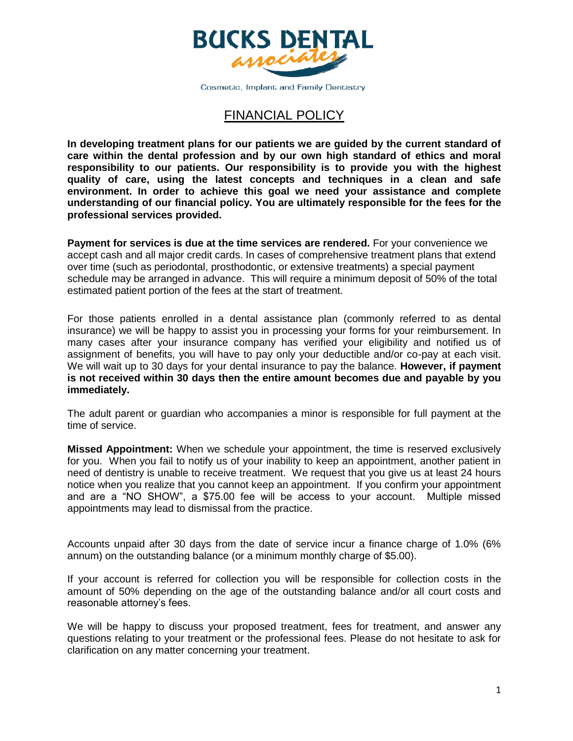# BUCKS DENTAL associates

Cosmetic, Implant and Family Dentistry

## FINANCIAL POLICY

**In developing treatment plans for our patients we are guided by the current standard of care within the dental profession and by our own high standard of ethics and moral responsibility to our patients. Our responsibility is to provide you with the highest quality of care, using the latest concepts and techniques in a clean and safe environment. In order to achieve this goal we need your assistance and complete understanding of our financial policy. You are ultimately responsible for the fees for the professional services provided.**

**Payment for services is due at the time services are rendered.** For your convenience we accept cash and all major credit cards. In cases of comprehensive treatment plans that extend over time (such as periodontal, prosthodontic, or extensive treatments) a special payment schedule may be arranged in advance. This will require a minimum deposit of 50% of the total estimated patient portion of the fees at the start of treatment.

For those patients enrolled in a dental assistance plan (commonly referred to as dental insurance) we will be happy to assist you in processing your forms for your reimbursement. In many cases after your insurance company has verified your eligibility and notified us of assignment of benefits, you will have to pay only your deductible and/or co-pay at each visit. We will wait up to 30 days for your dental insurance to pay the balance. **However, if payment is not received within 30 days then the entire amount becomes due and payable by you immediately.**

The adult parent or guardian who accompanies a minor is responsible for full payment at the time of service.

**Missed Appointment:** When we schedule your appointment, the time is reserved exclusively for you. When you fail to notify us of your inability to keep an appointment, another patient in need of dentistry is unable to receive treatment. We request that you give us at least 24 hours notice when you realize that you cannot keep an appointment. If you confirm your appointment and are a "NO SHOW", a $75.00 fee will be access to your account. Multiple missed appointments may lead to dismissal from the practice.

Accounts unpaid after 30 days from the date of service incur a finance charge of 1.0% (6% annum) on the outstanding balance (or a minimum monthly charge of $5.00).

If your account is referred for collection you will be responsible for collection costs in the amount of 50% depending on the age of the outstanding balance and/or all court costs and reasonable attorney's fees.

We will be happy to discuss your proposed treatment, fees for treatment, and answer any questions relating to your treatment or the professional fees. Please do not hesitate to ask for clarification on any matter concerning your treatment.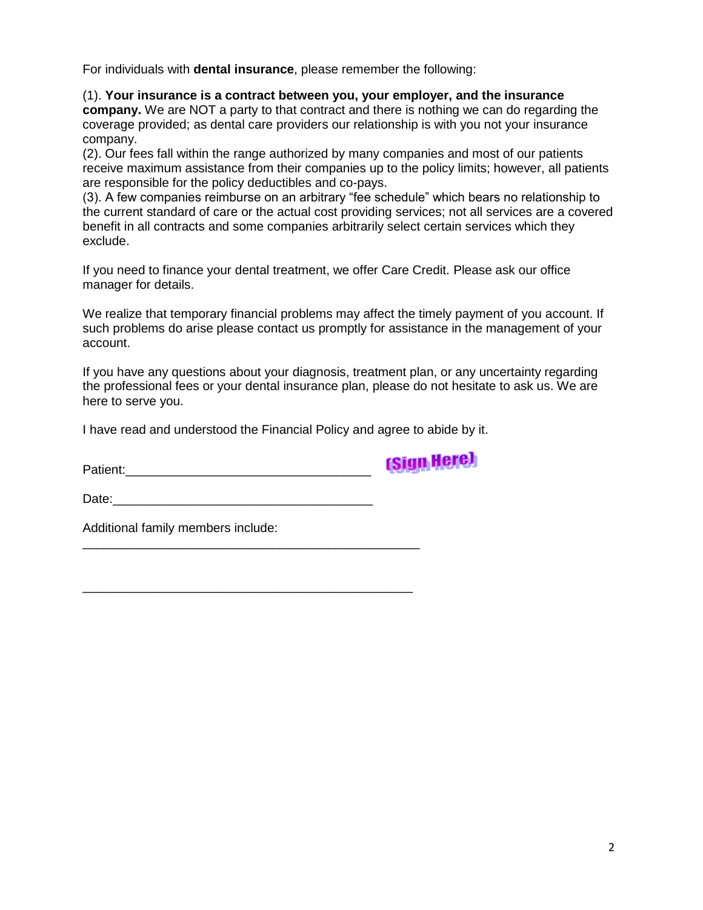For individuals with **dental insurance**, please remember the following:

(1). **Your insurance is a contract between you, your employer, and the insurance company.** We are NOT a party to that contract and there is nothing we can do regarding the coverage provided; as dental care providers our relationship is with you not your insurance company.
(2). Our fees fall within the range authorized by many companies and most of our patients receive maximum assistance from their companies up to the policy limits; however, all patients are responsible for the policy deductibles and co-pays.
(3). A few companies reimburse on an arbitrary "fee schedule" which bears no relationship to the current standard of care or the actual cost providing services; not all services are a covered benefit in all contracts and some companies arbitrarily select certain services which they exclude.

If you need to finance your dental treatment, we offer Care Credit. Please ask our office manager for details.

We realize that temporary financial problems may affect the timely payment of you account. If such problems do arise please contact us promptly for assistance in the management of your account.

If you have any questions about your diagnosis, treatment plan, or any uncertainty regarding the professional fees or your dental insurance plan, please do not hesitate to ask us. We are here to serve you.

I have read and understood the Financial Policy and agree to abide by it.

Patient:___________________________________ (Sign Here)

Date:_____________________________________

Additional family members include:
_________________________________________________

_________________________________________________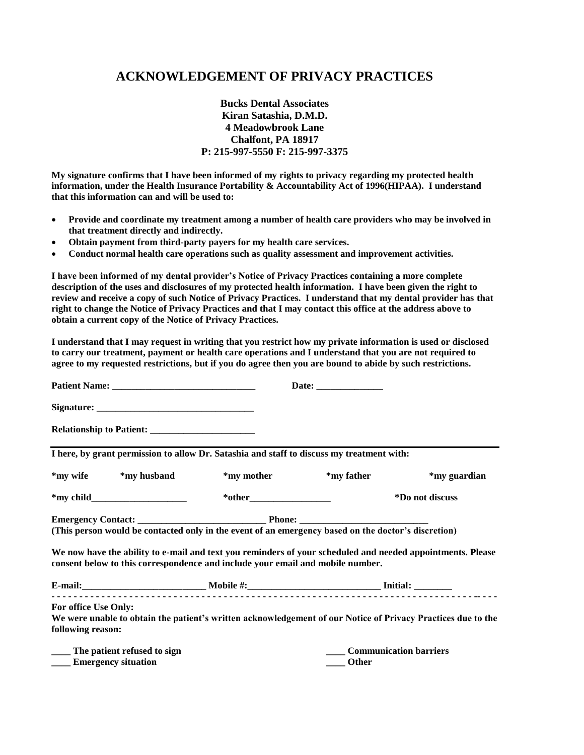# ACKNOWLEDGEMENT OF PRIVACY PRACTICES

**Bucks Dental Associates**
**Kiran Satashia, D.M.D.**
**4 Meadowbrook Lane**
**Chalfont, PA 18917**
**P: 215-997-5550 F: 215-997-3375**

**My signature confirms that I have been informed of my rights to privacy regarding my protected health information, under the Health Insurance Portability & Accountability Act of 1996(HIPAA). I understand that this information can and will be used to:**

- **Provide and coordinate my treatment among a number of health care providers who may be involved in that treatment directly and indirectly.**
- **Obtain payment from third-party payers for my health care services.**
- **Conduct normal health care operations such as quality assessment and improvement activities.**

**I have been informed of my dental provider's Notice of Privacy Practices containing a more complete description of the uses and disclosures of my protected health information. I have been given the right to review and receive a copy of such Notice of Privacy Practices. I understand that my dental provider has that right to change the Notice of Privacy Practices and that I may contact this office at the address above to obtain a current copy of the Notice of Privacy Practices.**

**I understand that I may request in writing that you restrict how my private information is used or disclosed to carry our treatment, payment or health care operations and I understand that you are not required to agree to my requested restrictions, but if you do agree then you are bound to abide by such restrictions.**

**Patient Name: ______________________________ Date: ______________**

**Signature: _________________________________**

**Relationship to Patient: ______________________**

---

**I here, by grant permission to allow Dr. Satashia and staff to discuss my treatment with:**

**\*my wife** **\*my husband** **\*my mother** **\*my father** **\*my guardian**

**\*my child____________________** **\*other_________________** **\*Do not discuss**

**Emergency Contact: ___________________________ Phone: ___________________________**
**(This person would be contacted only in the event of an emergency based on the doctor's discretion)**

**We now have the ability to e-mail and text you reminders of your scheduled and needed appointments. Please consent below to this correspondence and include your email and mobile number.**

**E-mail:__________________________ Mobile #:___________________________ Initial: ________**

- - - - - - - - - - - - - - - - - - - - - - - - - - - - - - - - - - - - - - - - - - - - - - - - - - - - - - - - - - - - - - - - - - - - - - - -

**For office Use Only:**
**We were unable to obtain the patient's written acknowledgement of our Notice of Privacy Practices due to the following reason:**

**____ The patient refused to sign** **____ Communication barriers**
**____ Emergency situation** **____ Other**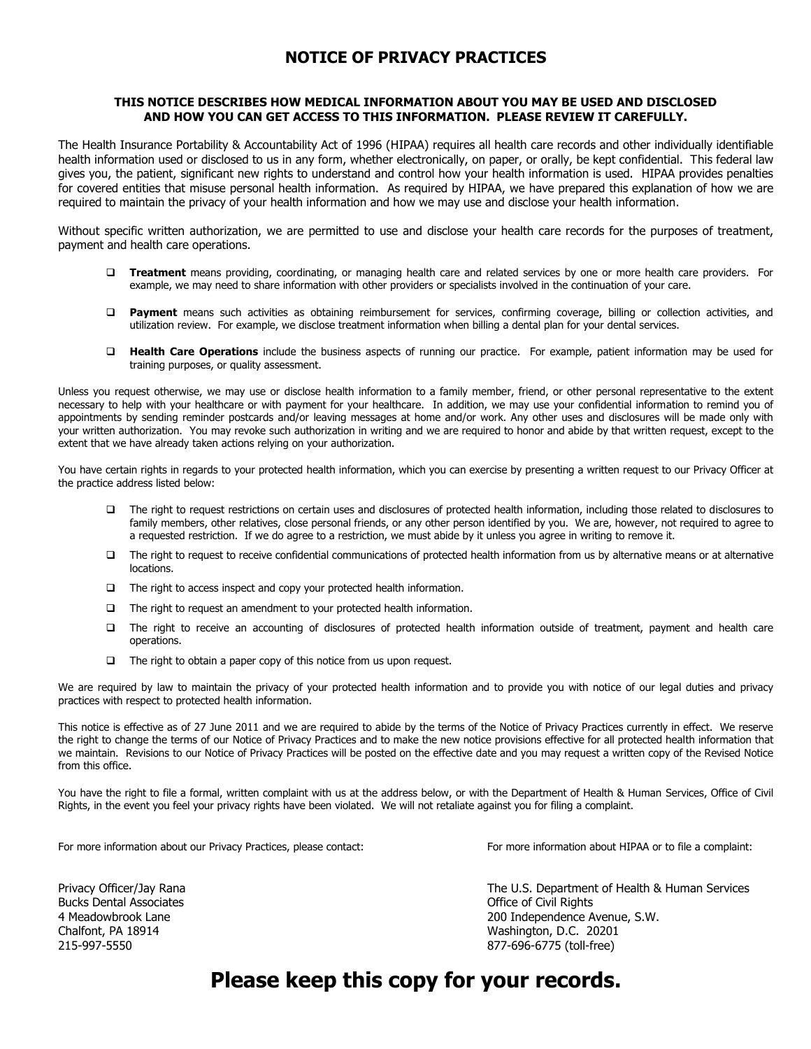# NOTICE OF PRIVACY PRACTICES

**THIS NOTICE DESCRIBES HOW MEDICAL INFORMATION ABOUT YOU MAY BE USED AND DISCLOSED AND HOW YOU CAN GET ACCESS TO THIS INFORMATION. PLEASE REVIEW IT CAREFULLY.**

The Health Insurance Portability & Accountability Act of 1996 (HIPAA) requires all health care records and other individually identifiable health information used or disclosed to us in any form, whether electronically, on paper, or orally, be kept confidential. This federal law gives you, the patient, significant new rights to understand and control how your health information is used. HIPAA provides penalties for covered entities that misuse personal health information. As required by HIPAA, we have prepared this explanation of how we are required to maintain the privacy of your health information and how we may use and disclose your health information.

Without specific written authorization, we are permitted to use and disclose your health care records for the purposes of treatment, payment and health care operations.

- **Treatment** means providing, coordinating, or managing health care and related services by one or more health care providers. For example, we may need to share information with other providers or specialists involved in the continuation of your care.
- **Payment** means such activities as obtaining reimbursement for services, confirming coverage, billing or collection activities, and utilization review. For example, we disclose treatment information when billing a dental plan for your dental services.
- **Health Care Operations** include the business aspects of running our practice. For example, patient information may be used for training purposes, or quality assessment.

Unless you request otherwise, we may use or disclose health information to a family member, friend, or other personal representative to the extent necessary to help with your healthcare or with payment for your healthcare. In addition, we may use your confidential information to remind you of appointments by sending reminder postcards and/or leaving messages at home and/or work. Any other uses and disclosures will be made only with your written authorization. You may revoke such authorization in writing and we are required to honor and abide by that written request, except to the extent that we have already taken actions relying on your authorization.

You have certain rights in regards to your protected health information, which you can exercise by presenting a written request to our Privacy Officer at the practice address listed below:

- The right to request restrictions on certain uses and disclosures of protected health information, including those related to disclosures to family members, other relatives, close personal friends, or any other person identified by you. We are, however, not required to agree to a requested restriction. If we do agree to a restriction, we must abide by it unless you agree in writing to remove it.
- The right to request to receive confidential communications of protected health information from us by alternative means or at alternative locations.
- The right to access inspect and copy your protected health information.
- The right to request an amendment to your protected health information.
- The right to receive an accounting of disclosures of protected health information outside of treatment, payment and health care operations.
- The right to obtain a paper copy of this notice from us upon request.

We are required by law to maintain the privacy of your protected health information and to provide you with notice of our legal duties and privacy practices with respect to protected health information.

This notice is effective as of 27 June 2011 and we are required to abide by the terms of the Notice of Privacy Practices currently in effect. We reserve the right to change the terms of our Notice of Privacy Practices and to make the new notice provisions effective for all protected health information that we maintain. Revisions to our Notice of Privacy Practices will be posted on the effective date and you may request a written copy of the Revised Notice from this office.

You have the right to file a formal, written complaint with us at the address below, or with the Department of Health & Human Services, Office of Civil Rights, in the event you feel your privacy rights have been violated. We will not retaliate against you for filing a complaint.

For more information about our Privacy Practices, please contact:

Privacy Officer/Jay Rana
Bucks Dental Associates
4 Meadowbrook Lane
Chalfont, PA 18914
215-997-5550

For more information about HIPAA or to file a complaint:

The U.S. Department of Health & Human Services
Office of Civil Rights
200 Independence Avenue, S.W.
Washington, D.C. 20201
877-696-6775 (toll-free)

# Please keep this copy for your records.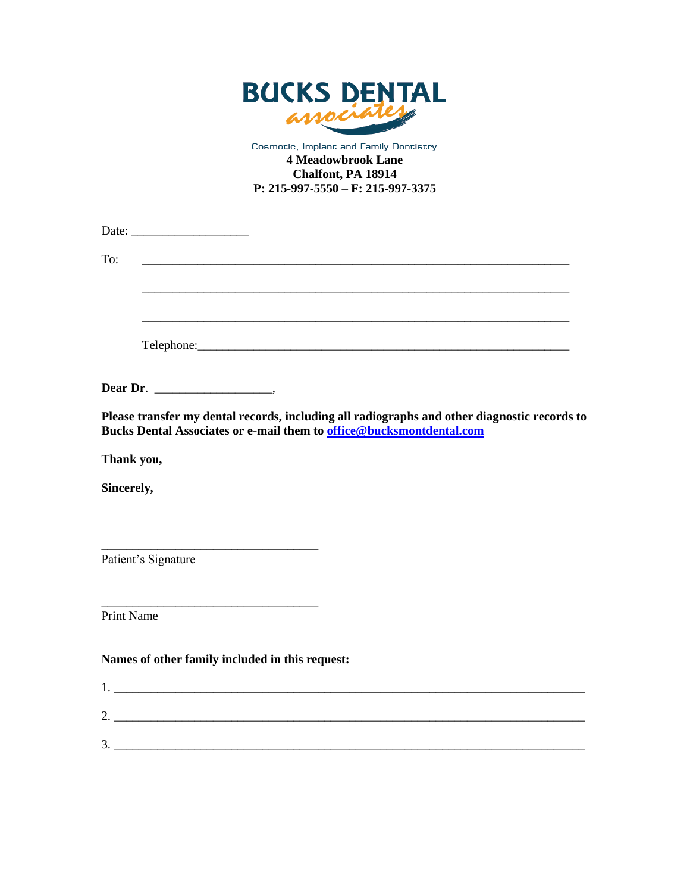# BUCKS DENTAL associates

Cosmetic, Implant and Family Dentistry

**4 Meadowbrook Lane**
**Chalfont, PA 18914**
**P: 215-997-5550 – F: 215-997-3375**

Date: ___________________

To: ____________________________________________________________________

____________________________________________________________________

____________________________________________________________________

Telephone:____________________________________________________________

**Dear Dr**. ___________________,

**Please transfer my dental records, including all radiographs and other diagnostic records to Bucks Dental Associates or e-mail them to office@bucksmontdental.com**

**Thank you,**

**Sincerely,**

__________________________________
Patient's Signature

__________________________________
Print Name

**Names of other family included in this request:**

1. ___________________________________________________________________________

2. ___________________________________________________________________________

3. ___________________________________________________________________________